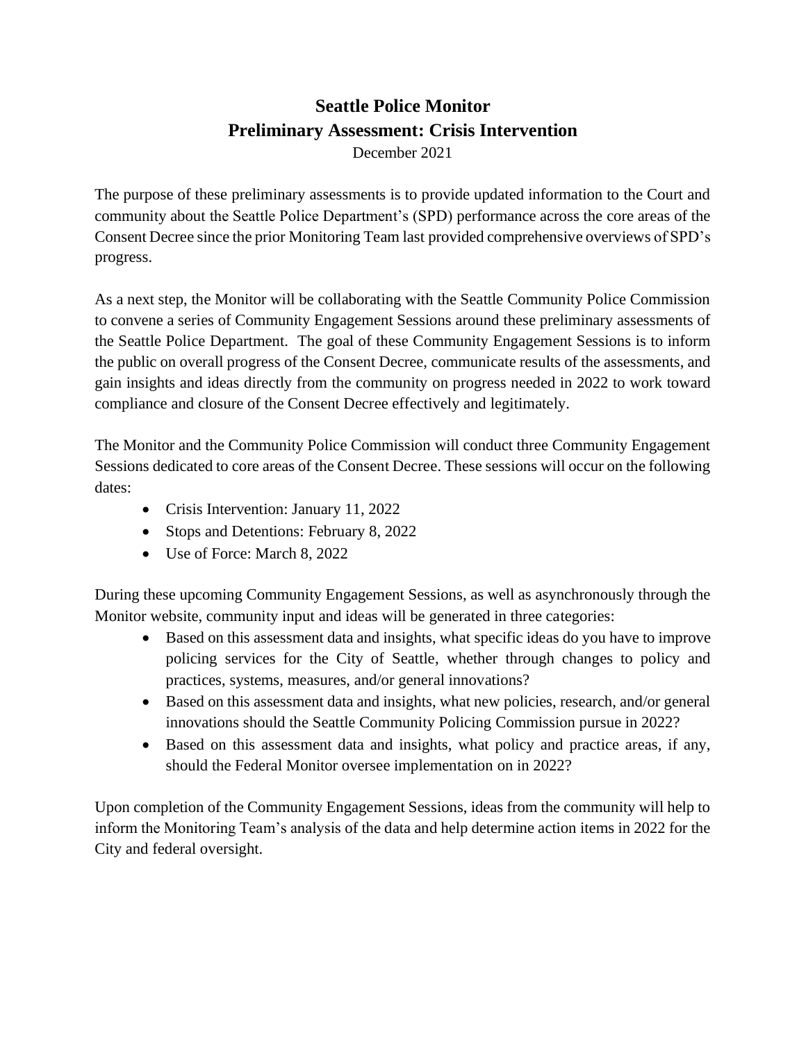# Seattle Police Monitor
# Preliminary Assessment: Crisis Intervention

December 2021

The purpose of these preliminary assessments is to provide updated information to the Court and community about the Seattle Police Department's (SPD) performance across the core areas of the Consent Decree since the prior Monitoring Team last provided comprehensive overviews of SPD's progress.

As a next step, the Monitor will be collaborating with the Seattle Community Police Commission to convene a series of Community Engagement Sessions around these preliminary assessments of the Seattle Police Department. The goal of these Community Engagement Sessions is to inform the public on overall progress of the Consent Decree, communicate results of the assessments, and gain insights and ideas directly from the community on progress needed in 2022 to work toward compliance and closure of the Consent Decree effectively and legitimately.

The Monitor and the Community Police Commission will conduct three Community Engagement Sessions dedicated to core areas of the Consent Decree. These sessions will occur on the following dates:

- Crisis Intervention: January 11, 2022
- Stops and Detentions: February 8, 2022
- Use of Force: March 8, 2022

During these upcoming Community Engagement Sessions, as well as asynchronously through the Monitor website, community input and ideas will be generated in three categories:

- Based on this assessment data and insights, what specific ideas do you have to improve policing services for the City of Seattle, whether through changes to policy and practices, systems, measures, and/or general innovations?
- Based on this assessment data and insights, what new policies, research, and/or general innovations should the Seattle Community Policing Commission pursue in 2022?
- Based on this assessment data and insights, what policy and practice areas, if any, should the Federal Monitor oversee implementation on in 2022?

Upon completion of the Community Engagement Sessions, ideas from the community will help to inform the Monitoring Team's analysis of the data and help determine action items in 2022 for the City and federal oversight.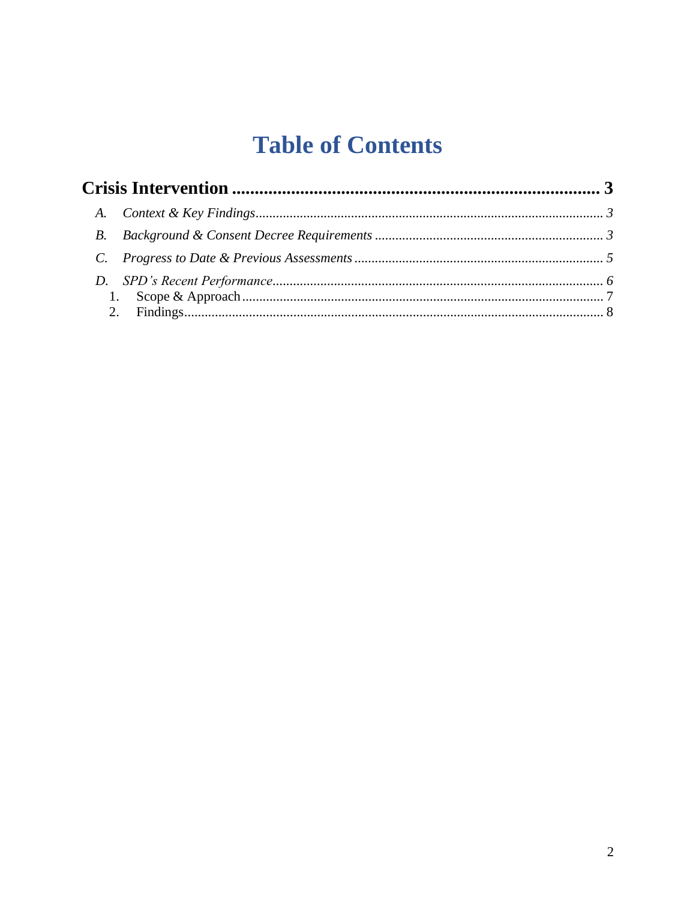# Table of Contents

**Crisis Intervention** .......... **3**

- *A. Context & Key Findings* .......... *3*
- *B. Background & Consent Decree Requirements* .......... *3*
- *C. Progress to Date & Previous Assessments* .......... *5*
- *D. SPD's Recent Performance* .......... *6*
  1. Scope & Approach .......... 7
  2. Findings .......... 8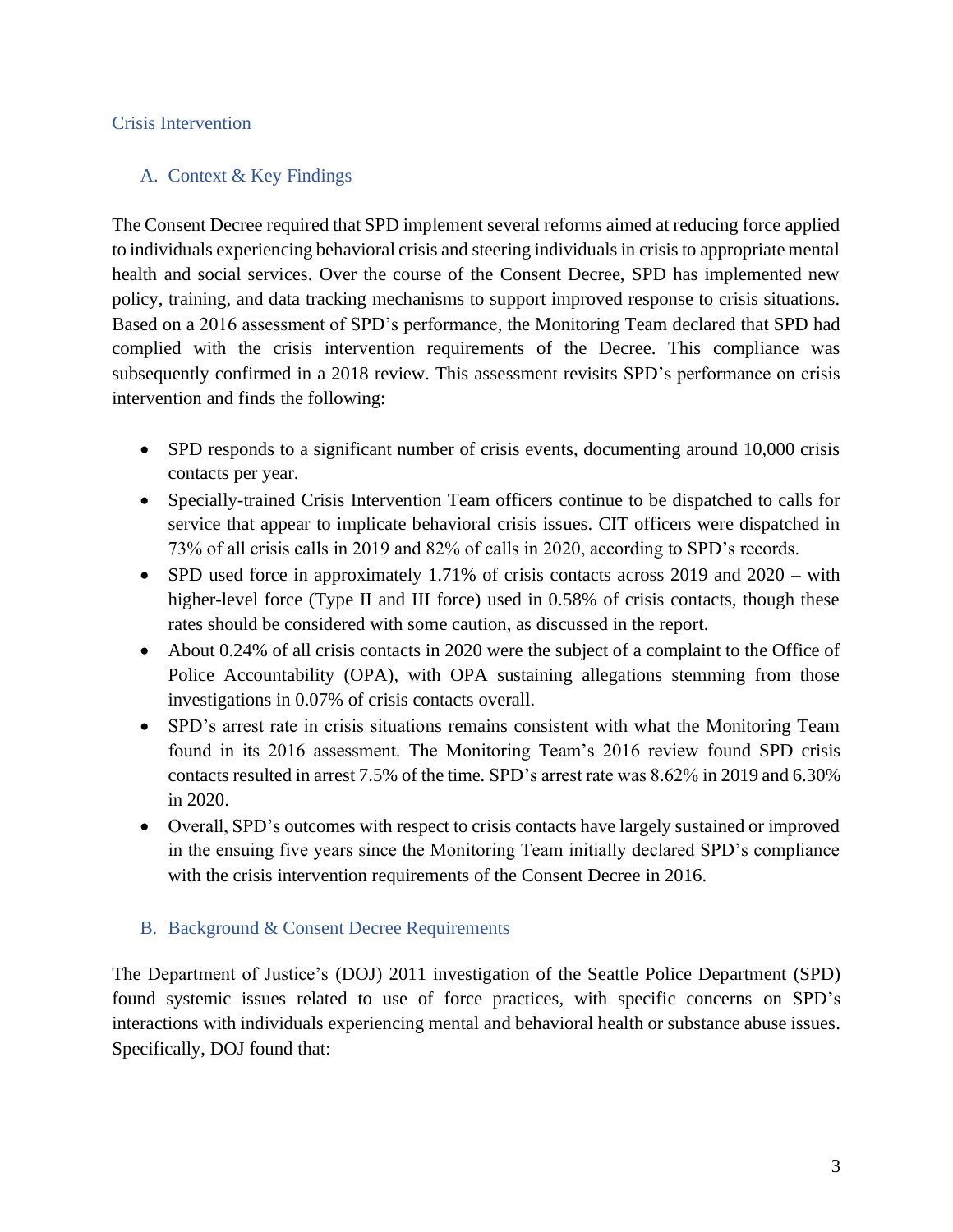## Crisis Intervention

### A. Context & Key Findings

The Consent Decree required that SPD implement several reforms aimed at reducing force applied to individuals experiencing behavioral crisis and steering individuals in crisis to appropriate mental health and social services. Over the course of the Consent Decree, SPD has implemented new policy, training, and data tracking mechanisms to support improved response to crisis situations. Based on a 2016 assessment of SPD's performance, the Monitoring Team declared that SPD had complied with the crisis intervention requirements of the Decree. This compliance was subsequently confirmed in a 2018 review. This assessment revisits SPD's performance on crisis intervention and finds the following:

- SPD responds to a significant number of crisis events, documenting around 10,000 crisis contacts per year.
- Specially-trained Crisis Intervention Team officers continue to be dispatched to calls for service that appear to implicate behavioral crisis issues. CIT officers were dispatched in 73% of all crisis calls in 2019 and 82% of calls in 2020, according to SPD's records.
- SPD used force in approximately 1.71% of crisis contacts across 2019 and 2020 – with higher-level force (Type II and III force) used in 0.58% of crisis contacts, though these rates should be considered with some caution, as discussed in the report.
- About 0.24% of all crisis contacts in 2020 were the subject of a complaint to the Office of Police Accountability (OPA), with OPA sustaining allegations stemming from those investigations in 0.07% of crisis contacts overall.
- SPD's arrest rate in crisis situations remains consistent with what the Monitoring Team found in its 2016 assessment. The Monitoring Team's 2016 review found SPD crisis contacts resulted in arrest 7.5% of the time. SPD's arrest rate was 8.62% in 2019 and 6.30% in 2020.
- Overall, SPD's outcomes with respect to crisis contacts have largely sustained or improved in the ensuing five years since the Monitoring Team initially declared SPD's compliance with the crisis intervention requirements of the Consent Decree in 2016.

### B. Background & Consent Decree Requirements

The Department of Justice's (DOJ) 2011 investigation of the Seattle Police Department (SPD) found systemic issues related to use of force practices, with specific concerns on SPD's interactions with individuals experiencing mental and behavioral health or substance abuse issues. Specifically, DOJ found that: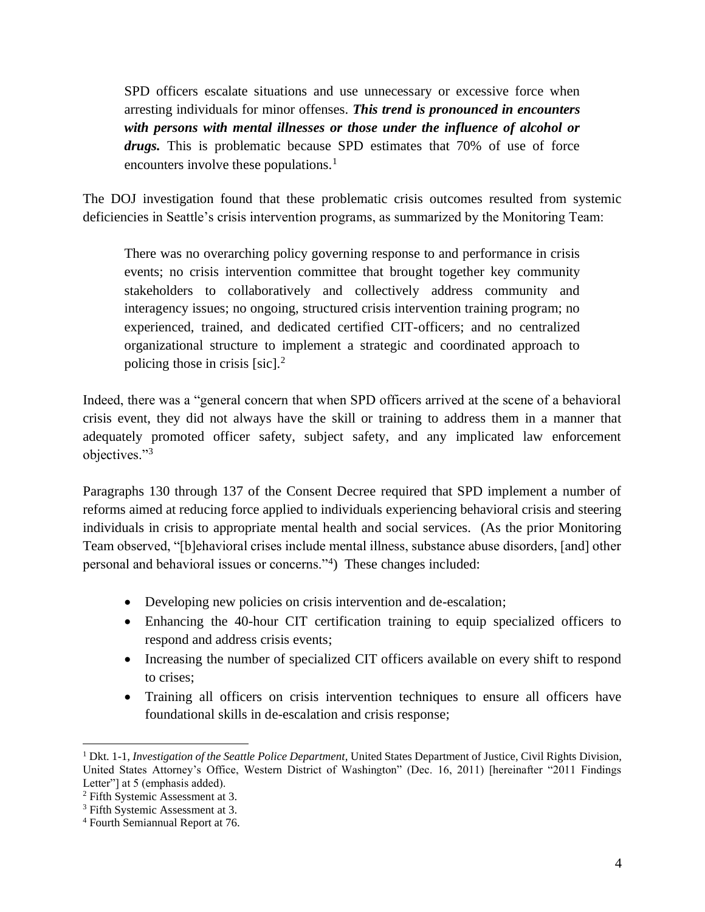> SPD officers escalate situations and use unnecessary or excessive force when arresting individuals for minor offenses. ***This trend is pronounced in encounters with persons with mental illnesses or those under the influence of alcohol or drugs.*** This is problematic because SPD estimates that 70% of use of force encounters involve these populations.[1]

The DOJ investigation found that these problematic crisis outcomes resulted from systemic deficiencies in Seattle's crisis intervention programs, as summarized by the Monitoring Team:

> There was no overarching policy governing response to and performance in crisis events; no crisis intervention committee that brought together key community stakeholders to collaboratively and collectively address community and interagency issues; no ongoing, structured crisis intervention training program; no experienced, trained, and dedicated certified CIT-officers; and no centralized organizational structure to implement a strategic and coordinated approach to policing those in crisis [sic].[2]

Indeed, there was a "general concern that when SPD officers arrived at the scene of a behavioral crisis event, they did not always have the skill or training to address them in a manner that adequately promoted officer safety, subject safety, and any implicated law enforcement objectives."[3]

Paragraphs 130 through 137 of the Consent Decree required that SPD implement a number of reforms aimed at reducing force applied to individuals experiencing behavioral crisis and steering individuals in crisis to appropriate mental health and social services. (As the prior Monitoring Team observed, "[b]ehavioral crises include mental illness, substance abuse disorders, [and] other personal and behavioral issues or concerns."[4]) These changes included:

- Developing new policies on crisis intervention and de-escalation;
- Enhancing the 40-hour CIT certification training to equip specialized officers to respond and address crisis events;
- Increasing the number of specialized CIT officers available on every shift to respond to crises;
- Training all officers on crisis intervention techniques to ensure all officers have foundational skills in de-escalation and crisis response;

---

[1] Dkt. 1-1, *Investigation of the Seattle Police Department*, United States Department of Justice, Civil Rights Division, United States Attorney's Office, Western District of Washington" (Dec. 16, 2011) [hereinafter "2011 Findings Letter"] at 5 (emphasis added).

[2] Fifth Systemic Assessment at 3.

[3] Fifth Systemic Assessment at 3.

[4] Fourth Semiannual Report at 76.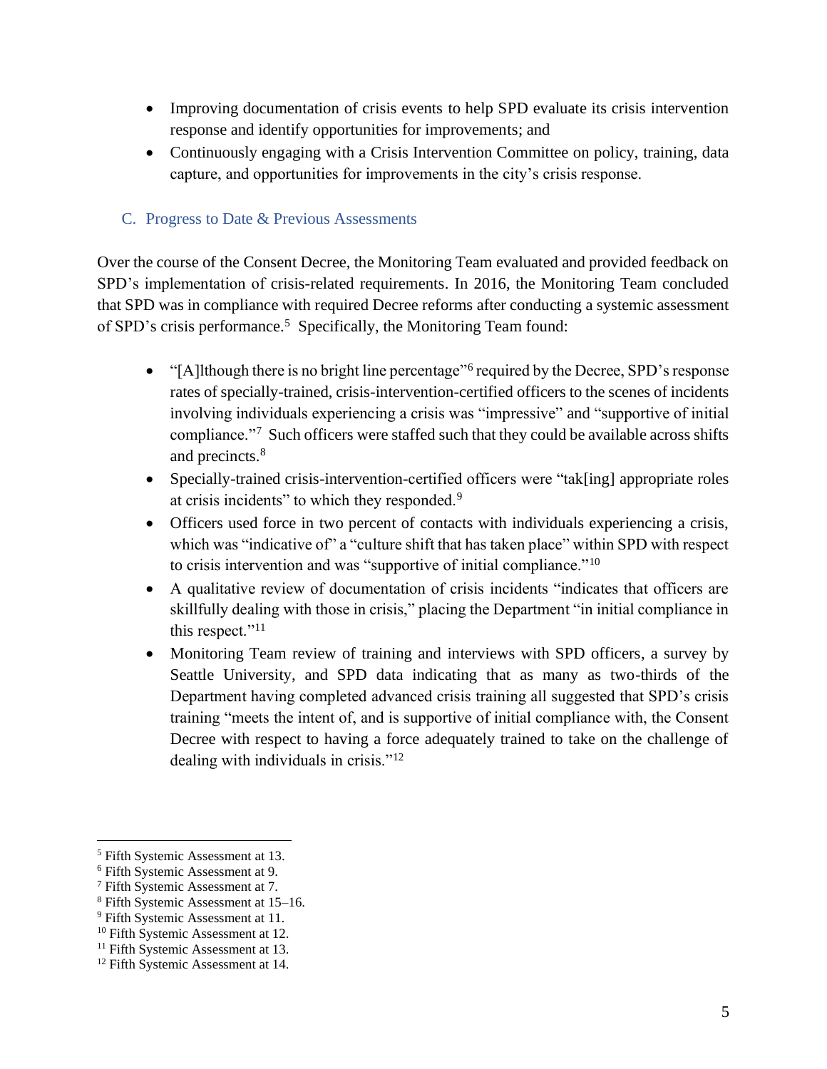- Improving documentation of crisis events to help SPD evaluate its crisis intervention response and identify opportunities for improvements; and
- Continuously engaging with a Crisis Intervention Committee on policy, training, data capture, and opportunities for improvements in the city's crisis response.

### C. Progress to Date & Previous Assessments

Over the course of the Consent Decree, the Monitoring Team evaluated and provided feedback on SPD's implementation of crisis-related requirements. In 2016, the Monitoring Team concluded that SPD was in compliance with required Decree reforms after conducting a systemic assessment of SPD's crisis performance.[5] Specifically, the Monitoring Team found:

- "[A]lthough there is no bright line percentage"[6] required by the Decree, SPD's response rates of specially-trained, crisis-intervention-certified officers to the scenes of incidents involving individuals experiencing a crisis was "impressive" and "supportive of initial compliance."[7] Such officers were staffed such that they could be available across shifts and precincts.[8]
- Specially-trained crisis-intervention-certified officers were "tak[ing] appropriate roles at crisis incidents" to which they responded.[9]
- Officers used force in two percent of contacts with individuals experiencing a crisis, which was "indicative of" a "culture shift that has taken place" within SPD with respect to crisis intervention and was "supportive of initial compliance."[10]
- A qualitative review of documentation of crisis incidents "indicates that officers are skillfully dealing with those in crisis," placing the Department "in initial compliance in this respect."[11]
- Monitoring Team review of training and interviews with SPD officers, a survey by Seattle University, and SPD data indicating that as many as two-thirds of the Department having completed advanced crisis training all suggested that SPD's crisis training "meets the intent of, and is supportive of initial compliance with, the Consent Decree with respect to having a force adequately trained to take on the challenge of dealing with individuals in crisis."[12]

---

[5] Fifth Systemic Assessment at 13.
[6] Fifth Systemic Assessment at 9.
[7] Fifth Systemic Assessment at 7.
[8] Fifth Systemic Assessment at 15–16.
[9] Fifth Systemic Assessment at 11.
[10] Fifth Systemic Assessment at 12.
[11] Fifth Systemic Assessment at 13.
[12] Fifth Systemic Assessment at 14.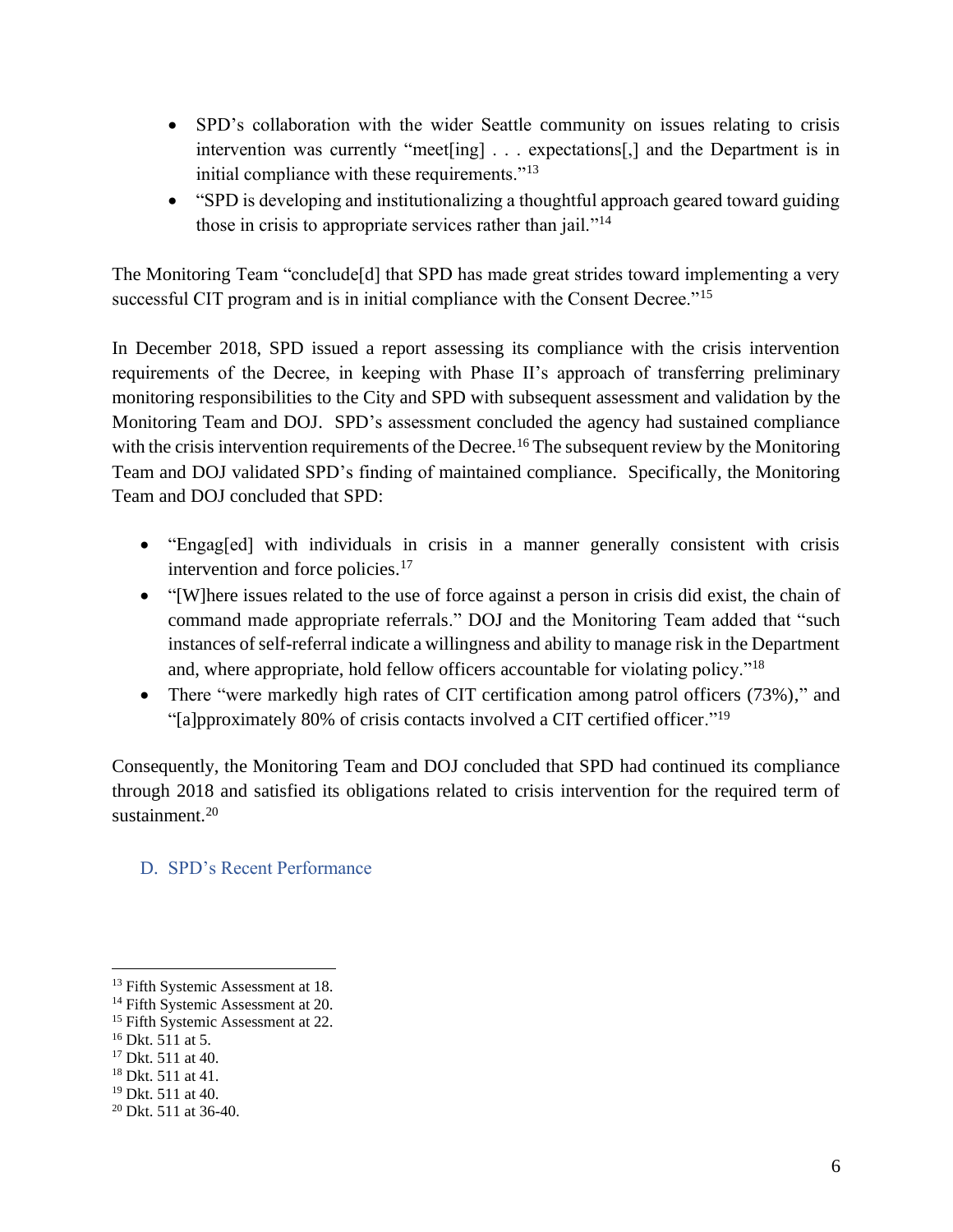- SPD's collaboration with the wider Seattle community on issues relating to crisis intervention was currently "meet[ing] . . . expectations[,] and the Department is in initial compliance with these requirements."[13]
- "SPD is developing and institutionalizing a thoughtful approach geared toward guiding those in crisis to appropriate services rather than jail."[14]

The Monitoring Team "conclude[d] that SPD has made great strides toward implementing a very successful CIT program and is in initial compliance with the Consent Decree."[15]

In December 2018, SPD issued a report assessing its compliance with the crisis intervention requirements of the Decree, in keeping with Phase II's approach of transferring preliminary monitoring responsibilities to the City and SPD with subsequent assessment and validation by the Monitoring Team and DOJ. SPD's assessment concluded the agency had sustained compliance with the crisis intervention requirements of the Decree.[16] The subsequent review by the Monitoring Team and DOJ validated SPD's finding of maintained compliance. Specifically, the Monitoring Team and DOJ concluded that SPD:

- "Engag[ed] with individuals in crisis in a manner generally consistent with crisis intervention and force policies.[17]
- "[W]here issues related to the use of force against a person in crisis did exist, the chain of command made appropriate referrals." DOJ and the Monitoring Team added that "such instances of self-referral indicate a willingness and ability to manage risk in the Department and, where appropriate, hold fellow officers accountable for violating policy."[18]
- There "were markedly high rates of CIT certification among patrol officers (73%)," and "[a]pproximately 80% of crisis contacts involved a CIT certified officer."[19]

Consequently, the Monitoring Team and DOJ concluded that SPD had continued its compliance through 2018 and satisfied its obligations related to crisis intervention for the required term of sustainment.[20]

### D. SPD's Recent Performance

---

[13] Fifth Systemic Assessment at 18.
[14] Fifth Systemic Assessment at 20.
[15] Fifth Systemic Assessment at 22.
[16] Dkt. 511 at 5.
[17] Dkt. 511 at 40.
[18] Dkt. 511 at 41.
[19] Dkt. 511 at 40.
[20] Dkt. 511 at 36-40.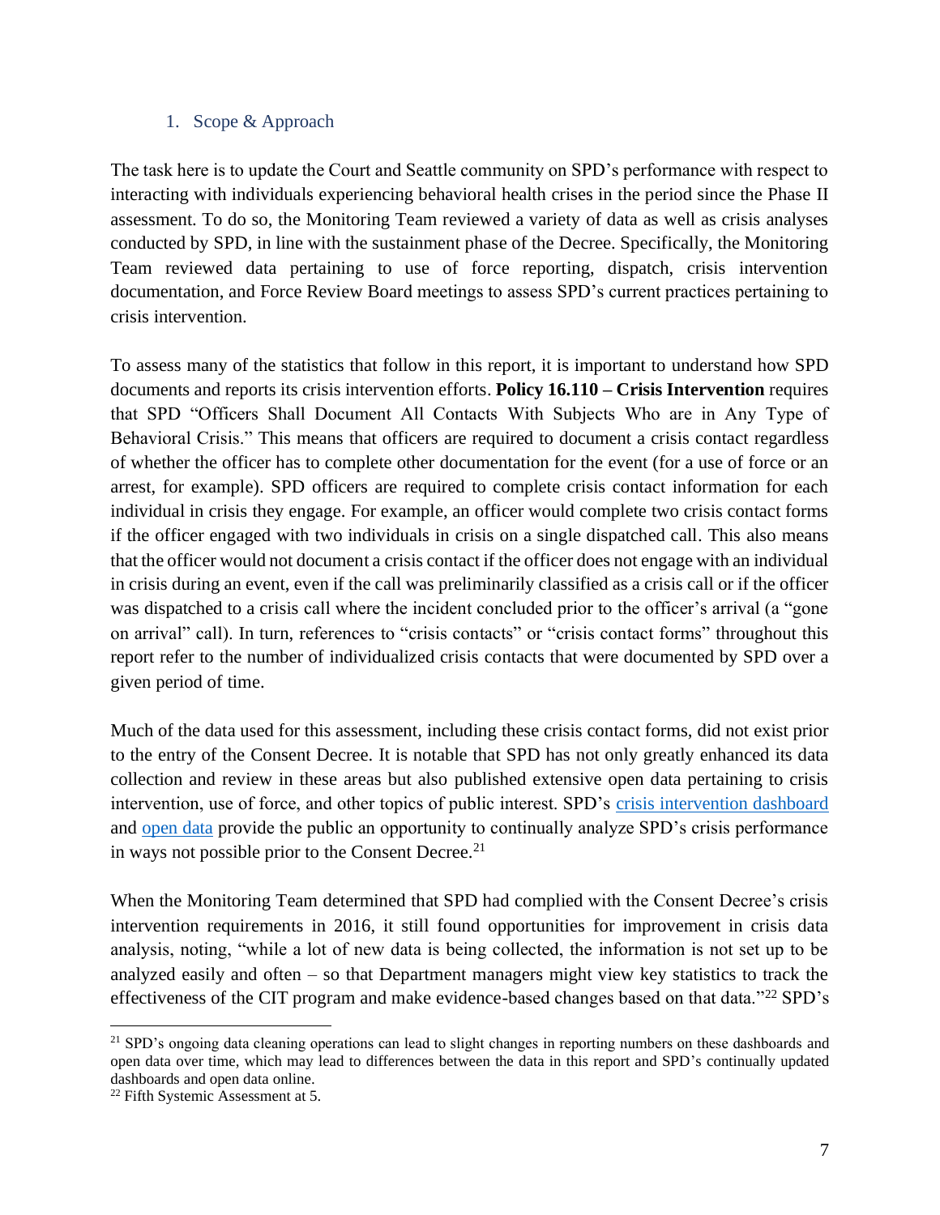### 1. Scope & Approach

The task here is to update the Court and Seattle community on SPD's performance with respect to interacting with individuals experiencing behavioral health crises in the period since the Phase II assessment. To do so, the Monitoring Team reviewed a variety of data as well as crisis analyses conducted by SPD, in line with the sustainment phase of the Decree. Specifically, the Monitoring Team reviewed data pertaining to use of force reporting, dispatch, crisis intervention documentation, and Force Review Board meetings to assess SPD's current practices pertaining to crisis intervention.

To assess many of the statistics that follow in this report, it is important to understand how SPD documents and reports its crisis intervention efforts. **Policy 16.110 – Crisis Intervention** requires that SPD "Officers Shall Document All Contacts With Subjects Who are in Any Type of Behavioral Crisis." This means that officers are required to document a crisis contact regardless of whether the officer has to complete other documentation for the event (for a use of force or an arrest, for example). SPD officers are required to complete crisis contact information for each individual in crisis they engage. For example, an officer would complete two crisis contact forms if the officer engaged with two individuals in crisis on a single dispatched call. This also means that the officer would not document a crisis contact if the officer does not engage with an individual in crisis during an event, even if the call was preliminarily classified as a crisis call or if the officer was dispatched to a crisis call where the incident concluded prior to the officer's arrival (a "gone on arrival" call). In turn, references to "crisis contacts" or "crisis contact forms" throughout this report refer to the number of individualized crisis contacts that were documented by SPD over a given period of time.

Much of the data used for this assessment, including these crisis contact forms, did not exist prior to the entry of the Consent Decree. It is notable that SPD has not only greatly enhanced its data collection and review in these areas but also published extensive open data pertaining to crisis intervention, use of force, and other topics of public interest. SPD's crisis intervention dashboard and open data provide the public an opportunity to continually analyze SPD's crisis performance in ways not possible prior to the Consent Decree.[21]

When the Monitoring Team determined that SPD had complied with the Consent Decree's crisis intervention requirements in 2016, it still found opportunities for improvement in crisis data analysis, noting, "while a lot of new data is being collected, the information is not set up to be analyzed easily and often – so that Department managers might view key statistics to track the effectiveness of the CIT program and make evidence-based changes based on that data."[22] SPD's

[21] SPD's ongoing data cleaning operations can lead to slight changes in reporting numbers on these dashboards and open data over time, which may lead to differences between the data in this report and SPD's continually updated dashboards and open data online.

[22] Fifth Systemic Assessment at 5.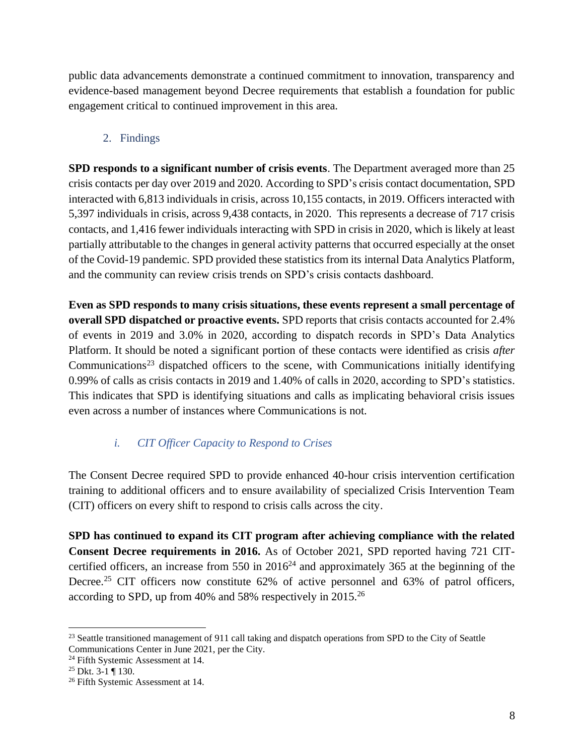public data advancements demonstrate a continued commitment to innovation, transparency and evidence-based management beyond Decree requirements that establish a foundation for public engagement critical to continued improvement in this area.

### 2. Findings

**SPD responds to a significant number of crisis events**. The Department averaged more than 25 crisis contacts per day over 2019 and 2020. According to SPD's crisis contact documentation, SPD interacted with 6,813 individuals in crisis, across 10,155 contacts, in 2019. Officers interacted with 5,397 individuals in crisis, across 9,438 contacts, in 2020. This represents a decrease of 717 crisis contacts, and 1,416 fewer individuals interacting with SPD in crisis in 2020, which is likely at least partially attributable to the changes in general activity patterns that occurred especially at the onset of the Covid-19 pandemic. SPD provided these statistics from its internal Data Analytics Platform, and the community can review crisis trends on SPD's crisis contacts dashboard.

**Even as SPD responds to many crisis situations, these events represent a small percentage of overall SPD dispatched or proactive events.** SPD reports that crisis contacts accounted for 2.4% of events in 2019 and 3.0% in 2020, according to dispatch records in SPD's Data Analytics Platform. It should be noted a significant portion of these contacts were identified as crisis *after* Communications[23] dispatched officers to the scene, with Communications initially identifying 0.99% of calls as crisis contacts in 2019 and 1.40% of calls in 2020, according to SPD's statistics. This indicates that SPD is identifying situations and calls as implicating behavioral crisis issues even across a number of instances where Communications is not.

#### *i. CIT Officer Capacity to Respond to Crises*

The Consent Decree required SPD to provide enhanced 40-hour crisis intervention certification training to additional officers and to ensure availability of specialized Crisis Intervention Team (CIT) officers on every shift to respond to crisis calls across the city.

**SPD has continued to expand its CIT program after achieving compliance with the related Consent Decree requirements in 2016.** As of October 2021, SPD reported having 721 CIT-certified officers, an increase from 550 in 2016[24] and approximately 365 at the beginning of the Decree.[25] CIT officers now constitute 62% of active personnel and 63% of patrol officers, according to SPD, up from 40% and 58% respectively in 2015.[26]

---

[23] Seattle transitioned management of 911 call taking and dispatch operations from SPD to the City of Seattle Communications Center in June 2021, per the City.

[24] Fifth Systemic Assessment at 14.

[25] Dkt. 3-1 ¶ 130.

[26] Fifth Systemic Assessment at 14.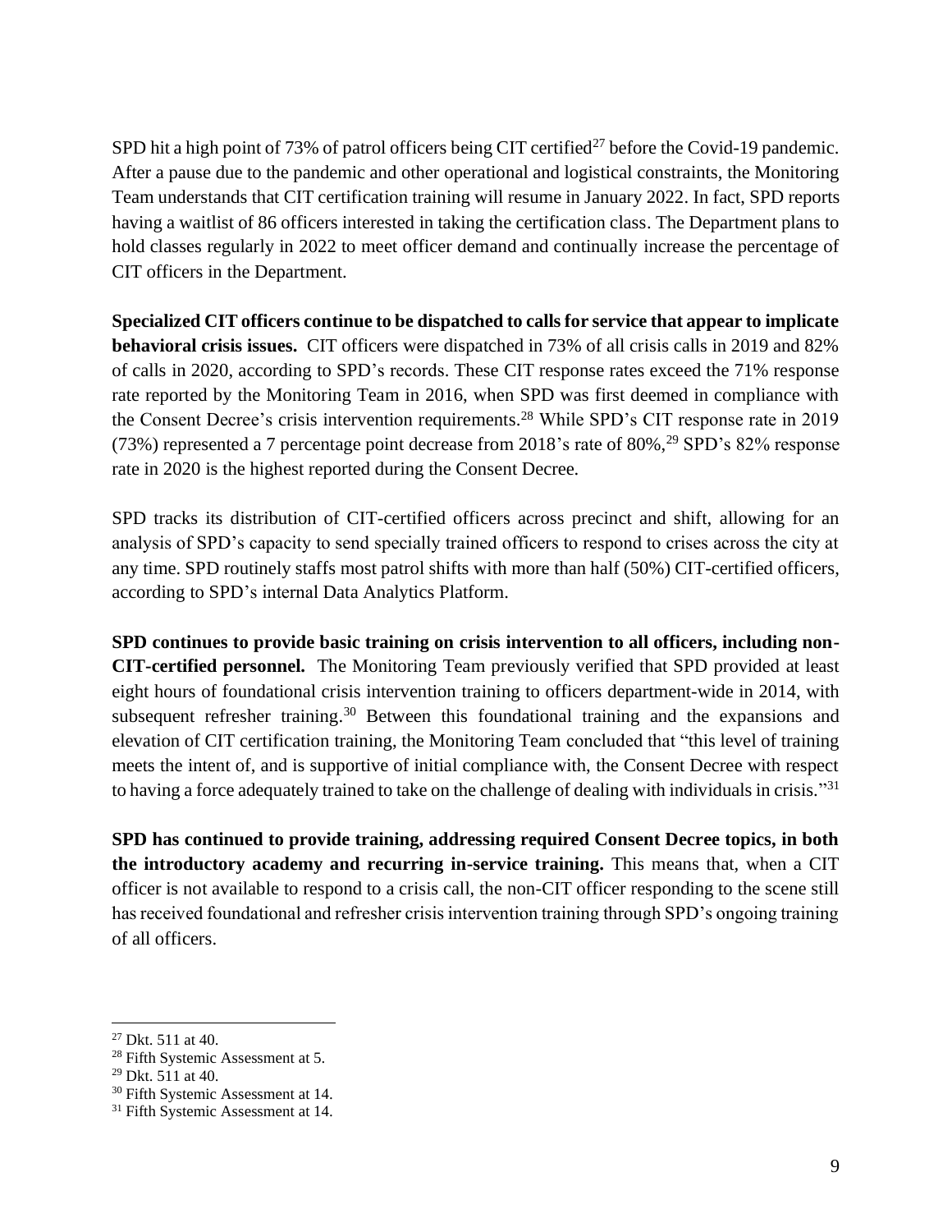SPD hit a high point of 73% of patrol officers being CIT certified[27] before the Covid-19 pandemic. After a pause due to the pandemic and other operational and logistical constraints, the Monitoring Team understands that CIT certification training will resume in January 2022. In fact, SPD reports having a waitlist of 86 officers interested in taking the certification class. The Department plans to hold classes regularly in 2022 to meet officer demand and continually increase the percentage of CIT officers in the Department.

**Specialized CIT officers continue to be dispatched to calls for service that appear to implicate behavioral crisis issues.** CIT officers were dispatched in 73% of all crisis calls in 2019 and 82% of calls in 2020, according to SPD's records. These CIT response rates exceed the 71% response rate reported by the Monitoring Team in 2016, when SPD was first deemed in compliance with the Consent Decree's crisis intervention requirements.[28] While SPD's CIT response rate in 2019 (73%) represented a 7 percentage point decrease from 2018's rate of 80%,[29] SPD's 82% response rate in 2020 is the highest reported during the Consent Decree.

SPD tracks its distribution of CIT-certified officers across precinct and shift, allowing for an analysis of SPD's capacity to send specially trained officers to respond to crises across the city at any time. SPD routinely staffs most patrol shifts with more than half (50%) CIT-certified officers, according to SPD's internal Data Analytics Platform.

**SPD continues to provide basic training on crisis intervention to all officers, including non-CIT-certified personnel.** The Monitoring Team previously verified that SPD provided at least eight hours of foundational crisis intervention training to officers department-wide in 2014, with subsequent refresher training.[30] Between this foundational training and the expansions and elevation of CIT certification training, the Monitoring Team concluded that "this level of training meets the intent of, and is supportive of initial compliance with, the Consent Decree with respect to having a force adequately trained to take on the challenge of dealing with individuals in crisis."[31]

**SPD has continued to provide training, addressing required Consent Decree topics, in both the introductory academy and recurring in-service training.** This means that, when a CIT officer is not available to respond to a crisis call, the non-CIT officer responding to the scene still has received foundational and refresher crisis intervention training through SPD's ongoing training of all officers.

---

[27] Dkt. 511 at 40.

[28] Fifth Systemic Assessment at 5.

[29] Dkt. 511 at 40.

[30] Fifth Systemic Assessment at 14.

[31] Fifth Systemic Assessment at 14.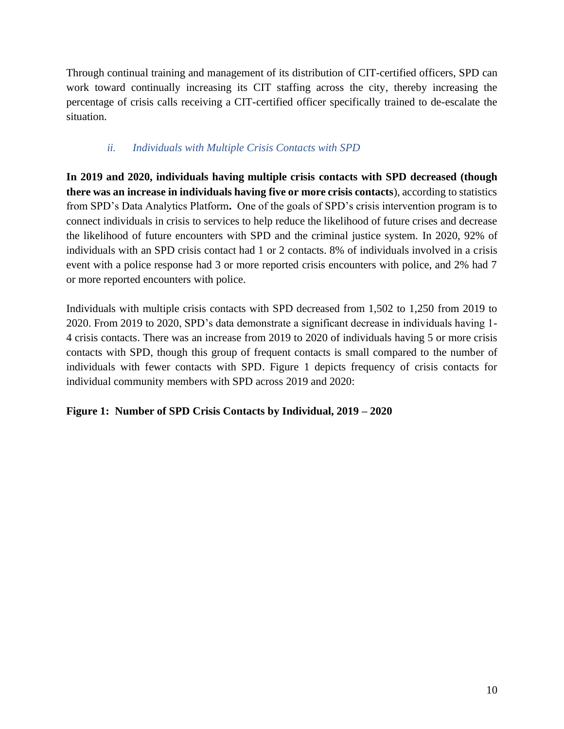Through continual training and management of its distribution of CIT-certified officers, SPD can work toward continually increasing its CIT staffing across the city, thereby increasing the percentage of crisis calls receiving a CIT-certified officer specifically trained to de-escalate the situation.

### *ii. Individuals with Multiple Crisis Contacts with SPD*

**In 2019 and 2020, individuals having multiple crisis contacts with SPD decreased (though there was an increase in individuals having five or more crisis contacts**), according to statistics from SPD's Data Analytics Platform**.** One of the goals of SPD's crisis intervention program is to connect individuals in crisis to services to help reduce the likelihood of future crises and decrease the likelihood of future encounters with SPD and the criminal justice system. In 2020, 92% of individuals with an SPD crisis contact had 1 or 2 contacts. 8% of individuals involved in a crisis event with a police response had 3 or more reported crisis encounters with police, and 2% had 7 or more reported encounters with police.

Individuals with multiple crisis contacts with SPD decreased from 1,502 to 1,250 from 2019 to 2020. From 2019 to 2020, SPD's data demonstrate a significant decrease in individuals having 1-4 crisis contacts. There was an increase from 2019 to 2020 of individuals having 5 or more crisis contacts with SPD, though this group of frequent contacts is small compared to the number of individuals with fewer contacts with SPD. Figure 1 depicts frequency of crisis contacts for individual community members with SPD across 2019 and 2020:

**Figure 1: Number of SPD Crisis Contacts by Individual, 2019 – 2020**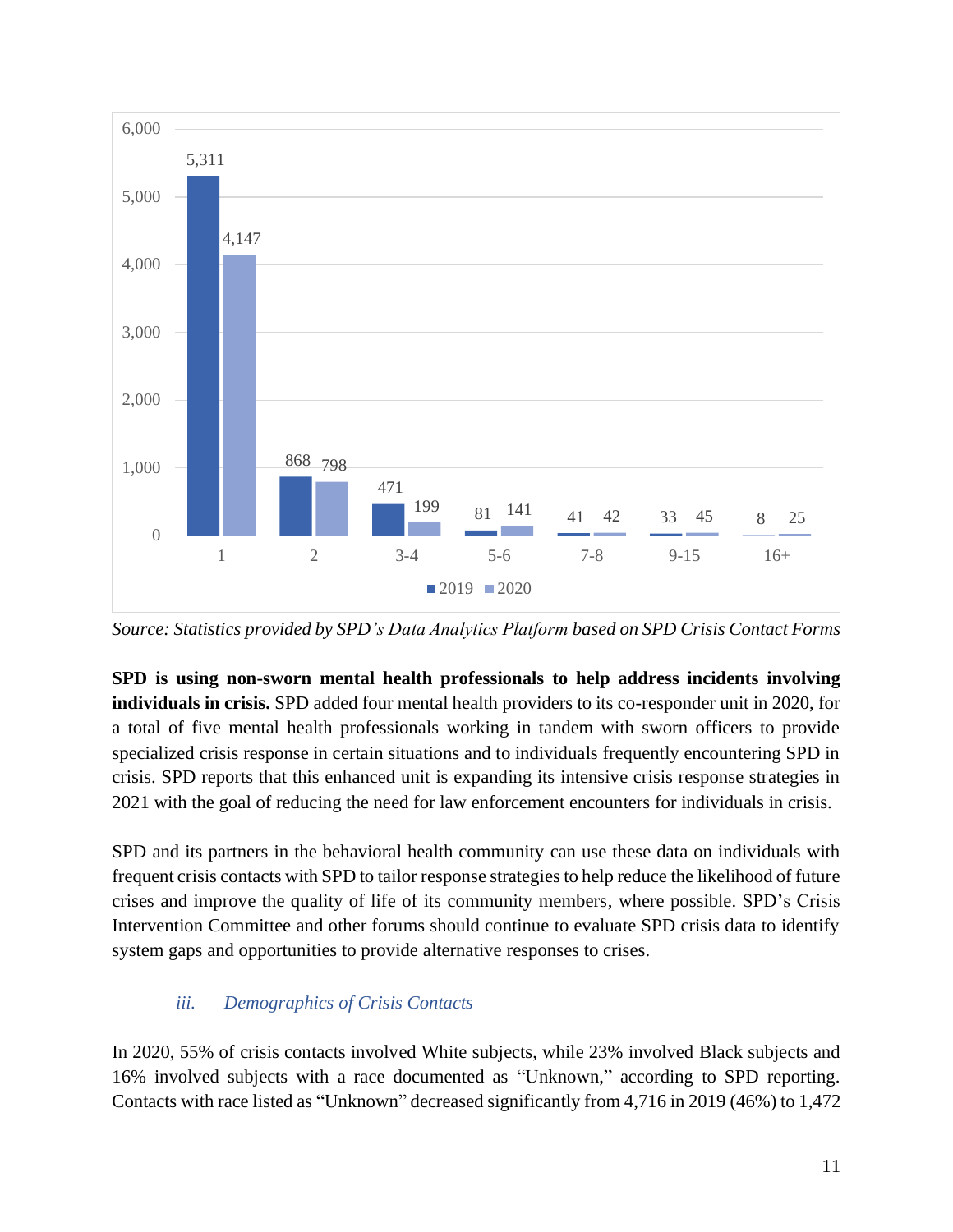6,000
5,000
4,000
3,000
2,000
1,000
0

5,311
4,147
868
798
471
199
81
141
41
42
33
45
8
25

1
2
3-4
5-6
7-8
9-15
16+

2019 2020

*Source: Statistics provided by SPD's Data Analytics Platform based on SPD Crisis Contact Forms*

**SPD is using non-sworn mental health professionals to help address incidents involving individuals in crisis.** SPD added four mental health providers to its co-responder unit in 2020, for a total of five mental health professionals working in tandem with sworn officers to provide specialized crisis response in certain situations and to individuals frequently encountering SPD in crisis. SPD reports that this enhanced unit is expanding its intensive crisis response strategies in 2021 with the goal of reducing the need for law enforcement encounters for individuals in crisis.

SPD and its partners in the behavioral health community can use these data on individuals with frequent crisis contacts with SPD to tailor response strategies to help reduce the likelihood of future crises and improve the quality of life of its community members, where possible. SPD's Crisis Intervention Committee and other forums should continue to evaluate SPD crisis data to identify system gaps and opportunities to provide alternative responses to crises.

#### *iii. Demographics of Crisis Contacts*

In 2020, 55% of crisis contacts involved White subjects, while 23% involved Black subjects and 16% involved subjects with a race documented as "Unknown," according to SPD reporting. Contacts with race listed as "Unknown" decreased significantly from 4,716 in 2019 (46%) to 1,472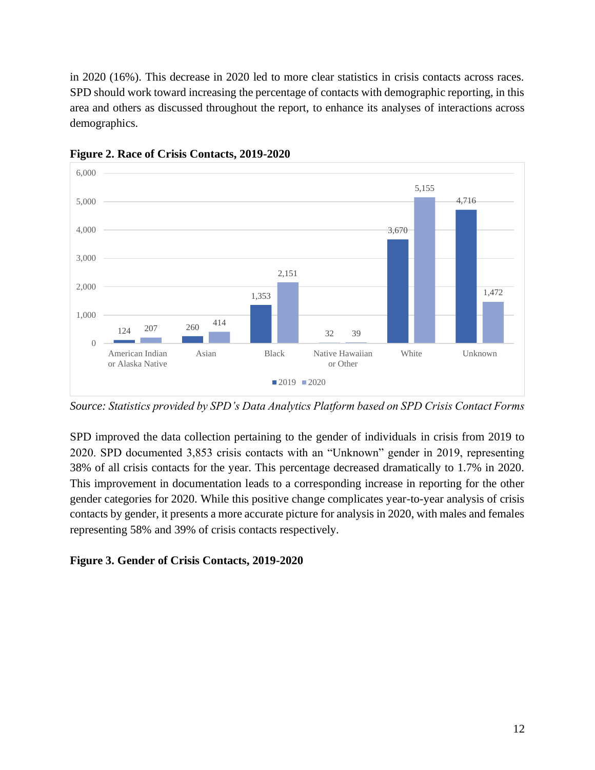in 2020 (16%). This decrease in 2020 led to more clear statistics in crisis contacts across races. SPD should work toward increasing the percentage of contacts with demographic reporting, in this area and others as discussed throughout the report, to enhance its analyses of interactions across demographics.

**Figure 2. Race of Crisis Contacts, 2019-2020**

6,000
5,000
4,000
3,000
2,000
1,000
0

American Indian or Alaska Native: 124, 207
Asian: 260, 414
Black: 1,353, 2,151
Native Hawaiian or Other: 32, 39
White: 3,670, 5,155
Unknown: 4,716, 1,472

2019 2020

*Source: Statistics provided by SPD's Data Analytics Platform based on SPD Crisis Contact Forms*

SPD improved the data collection pertaining to the gender of individuals in crisis from 2019 to 2020. SPD documented 3,853 crisis contacts with an "Unknown" gender in 2019, representing 38% of all crisis contacts for the year. This percentage decreased dramatically to 1.7% in 2020. This improvement in documentation leads to a corresponding increase in reporting for the other gender categories for 2020. While this positive change complicates year-to-year analysis of crisis contacts by gender, it presents a more accurate picture for analysis in 2020, with males and females representing 58% and 39% of crisis contacts respectively.

**Figure 3. Gender of Crisis Contacts, 2019-2020**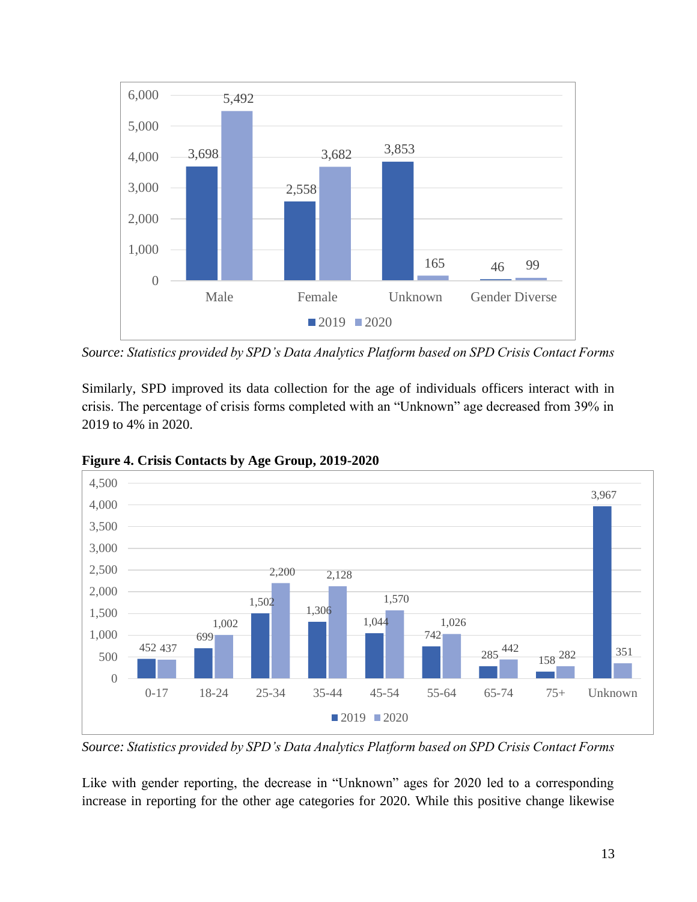6,000
5,000
4,000
3,000
2,000
1,000
0

Male: 3,698 | 5,492
Female: 2,558 | 3,682
Unknown: 3,853 | 165
Gender Diverse: 46 | 99

2019 2020

*Source: Statistics provided by SPD's Data Analytics Platform based on SPD Crisis Contact Forms*

Similarly, SPD improved its data collection for the age of individuals officers interact with in crisis. The percentage of crisis forms completed with an "Unknown" age decreased from 39% in 2019 to 4% in 2020.

**Figure 4. Crisis Contacts by Age Group, 2019-2020**

4,500
4,000
3,500
3,000
2,500
2,000
1,500
1,000
500
0

0-17: 452 437
18-24: 699 1,002
25-34: 1,502 2,200
35-44: 1,306 2,128
45-54: 1,044 1,570
55-64: 742 1,026
65-74: 285 442
75+: 158 282
Unknown: 3,967 351

2019 2020

*Source: Statistics provided by SPD's Data Analytics Platform based on SPD Crisis Contact Forms*

Like with gender reporting, the decrease in "Unknown" ages for 2020 led to a corresponding increase in reporting for the other age categories for 2020. While this positive change likewise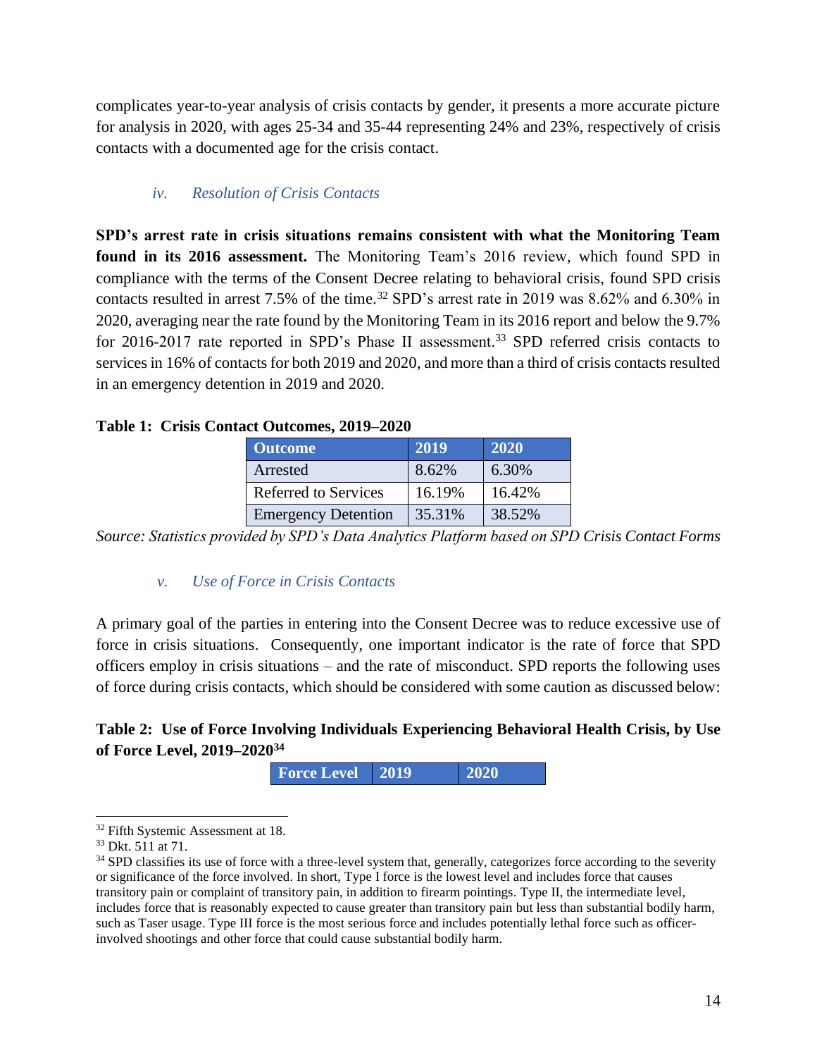complicates year-to-year analysis of crisis contacts by gender, it presents a more accurate picture for analysis in 2020, with ages 25-34 and 35-44 representing 24% and 23%, respectively of crisis contacts with a documented age for the crisis contact.

### *iv. Resolution of Crisis Contacts*

**SPD's arrest rate in crisis situations remains consistent with what the Monitoring Team found in its 2016 assessment.** The Monitoring Team's 2016 review, which found SPD in compliance with the terms of the Consent Decree relating to behavioral crisis, found SPD crisis contacts resulted in arrest 7.5% of the time.[32] SPD's arrest rate in 2019 was 8.62% and 6.30% in 2020, averaging near the rate found by the Monitoring Team in its 2016 report and below the 9.7% for 2016-2017 rate reported in SPD's Phase II assessment.[33] SPD referred crisis contacts to services in 16% of contacts for both 2019 and 2020, and more than a third of crisis contacts resulted in an emergency detention in 2019 and 2020.

**Table 1: Crisis Contact Outcomes, 2019–2020**

| Outcome | 2019 | 2020 |
|---|---|---|
| Arrested | 8.62% | 6.30% |
| Referred to Services | 16.19% | 16.42% |
| Emergency Detention | 35.31% | 38.52% |

*Source: Statistics provided by SPD's Data Analytics Platform based on SPD Crisis Contact Forms*

### *v. Use of Force in Crisis Contacts*

A primary goal of the parties in entering into the Consent Decree was to reduce excessive use of force in crisis situations. Consequently, one important indicator is the rate of force that SPD officers employ in crisis situations – and the rate of misconduct. SPD reports the following uses of force during crisis contacts, which should be considered with some caution as discussed below:

**Table 2: Use of Force Involving Individuals Experiencing Behavioral Health Crisis, by Use of Force Level, 2019–2020[34]**

| Force Level | 2019 | 2020 |
|---|---|---|

---

[32] Fifth Systemic Assessment at 18.

[33] Dkt. 511 at 71.

[34] SPD classifies its use of force with a three-level system that, generally, categorizes force according to the severity or significance of the force involved. In short, Type I force is the lowest level and includes force that causes transitory pain or complaint of transitory pain, in addition to firearm pointings. Type II, the intermediate level, includes force that is reasonably expected to cause greater than transitory pain but less than substantial bodily harm, such as Taser usage. Type III force is the most serious force and includes potentially lethal force such as officer-involved shootings and other force that could cause substantial bodily harm.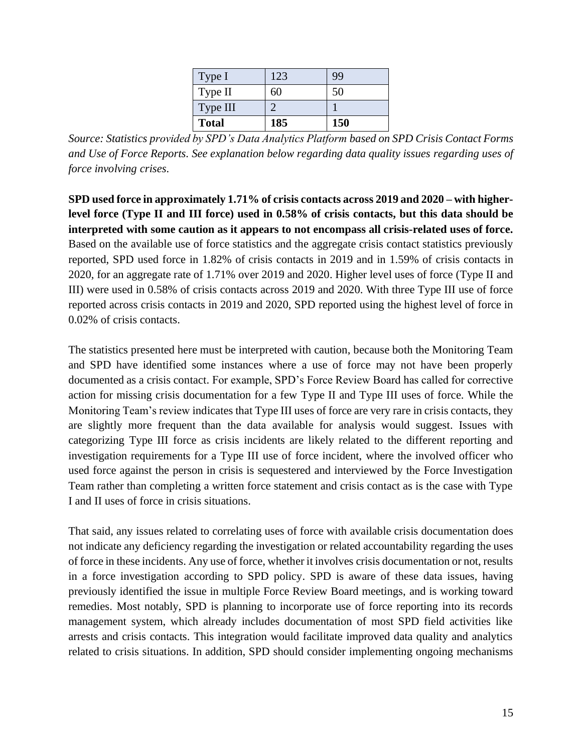| | | |
|---|---|---|
| Type I | 123 | 99 |
| Type II | 60 | 50 |
| Type III | 2 | 1 |
| **Total** | **185** | **150** |

*Source: Statistics provided by SPD's Data Analytics Platform based on SPD Crisis Contact Forms and Use of Force Reports. See explanation below regarding data quality issues regarding uses of force involving crises.*

**SPD used force in approximately 1.71% of crisis contacts across 2019 and 2020 – with higher-level force (Type II and III force) used in 0.58% of crisis contacts, but this data should be interpreted with some caution as it appears to not encompass all crisis-related uses of force.** Based on the available use of force statistics and the aggregate crisis contact statistics previously reported, SPD used force in 1.82% of crisis contacts in 2019 and in 1.59% of crisis contacts in 2020, for an aggregate rate of 1.71% over 2019 and 2020. Higher level uses of force (Type II and III) were used in 0.58% of crisis contacts across 2019 and 2020. With three Type III use of force reported across crisis contacts in 2019 and 2020, SPD reported using the highest level of force in 0.02% of crisis contacts.

The statistics presented here must be interpreted with caution, because both the Monitoring Team and SPD have identified some instances where a use of force may not have been properly documented as a crisis contact. For example, SPD's Force Review Board has called for corrective action for missing crisis documentation for a few Type II and Type III uses of force. While the Monitoring Team's review indicates that Type III uses of force are very rare in crisis contacts, they are slightly more frequent than the data available for analysis would suggest. Issues with categorizing Type III force as crisis incidents are likely related to the different reporting and investigation requirements for a Type III use of force incident, where the involved officer who used force against the person in crisis is sequestered and interviewed by the Force Investigation Team rather than completing a written force statement and crisis contact as is the case with Type I and II uses of force in crisis situations.

That said, any issues related to correlating uses of force with available crisis documentation does not indicate any deficiency regarding the investigation or related accountability regarding the uses of force in these incidents. Any use of force, whether it involves crisis documentation or not, results in a force investigation according to SPD policy. SPD is aware of these data issues, having previously identified the issue in multiple Force Review Board meetings, and is working toward remedies. Most notably, SPD is planning to incorporate use of force reporting into its records management system, which already includes documentation of most SPD field activities like arrests and crisis contacts. This integration would facilitate improved data quality and analytics related to crisis situations. In addition, SPD should consider implementing ongoing mechanisms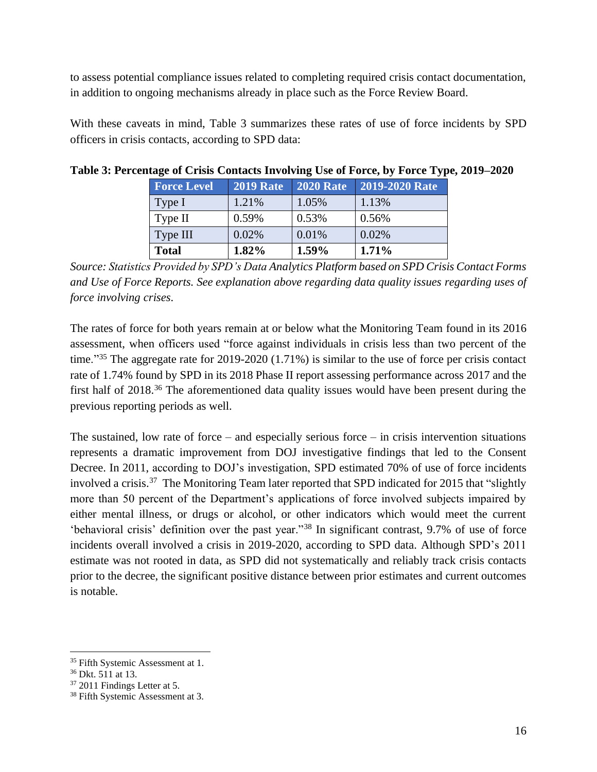to assess potential compliance issues related to completing required crisis contact documentation, in addition to ongoing mechanisms already in place such as the Force Review Board.

With these caveats in mind, Table 3 summarizes these rates of use of force incidents by SPD officers in crisis contacts, according to SPD data:

**Table 3: Percentage of Crisis Contacts Involving Use of Force, by Force Type, 2019–2020**

| Force Level | 2019 Rate | 2020 Rate | 2019-2020 Rate |
|---|---|---|---|
| Type I | 1.21% | 1.05% | 1.13% |
| Type II | 0.59% | 0.53% | 0.56% |
| Type III | 0.02% | 0.01% | 0.02% |
| **Total** | **1.82%** | **1.59%** | **1.71%** |

*Source: Statistics Provided by SPD's Data Analytics Platform based on SPD Crisis Contact Forms and Use of Force Reports. See explanation above regarding data quality issues regarding uses of force involving crises.*

The rates of force for both years remain at or below what the Monitoring Team found in its 2016 assessment, when officers used "force against individuals in crisis less than two percent of the time."[35] The aggregate rate for 2019-2020 (1.71%) is similar to the use of force per crisis contact rate of 1.74% found by SPD in its 2018 Phase II report assessing performance across 2017 and the first half of 2018.[36] The aforementioned data quality issues would have been present during the previous reporting periods as well.

The sustained, low rate of force – and especially serious force – in crisis intervention situations represents a dramatic improvement from DOJ investigative findings that led to the Consent Decree. In 2011, according to DOJ's investigation, SPD estimated 70% of use of force incidents involved a crisis.[37] The Monitoring Team later reported that SPD indicated for 2015 that "slightly more than 50 percent of the Department's applications of force involved subjects impaired by either mental illness, or drugs or alcohol, or other indicators which would meet the current 'behavioral crisis' definition over the past year."[38] In significant contrast, 9.7% of use of force incidents overall involved a crisis in 2019-2020, according to SPD data. Although SPD's 2011 estimate was not rooted in data, as SPD did not systematically and reliably track crisis contacts prior to the decree, the significant positive distance between prior estimates and current outcomes is notable.

---

[35] Fifth Systemic Assessment at 1.

[36] Dkt. 511 at 13.

[37] 2011 Findings Letter at 5.

[38] Fifth Systemic Assessment at 3.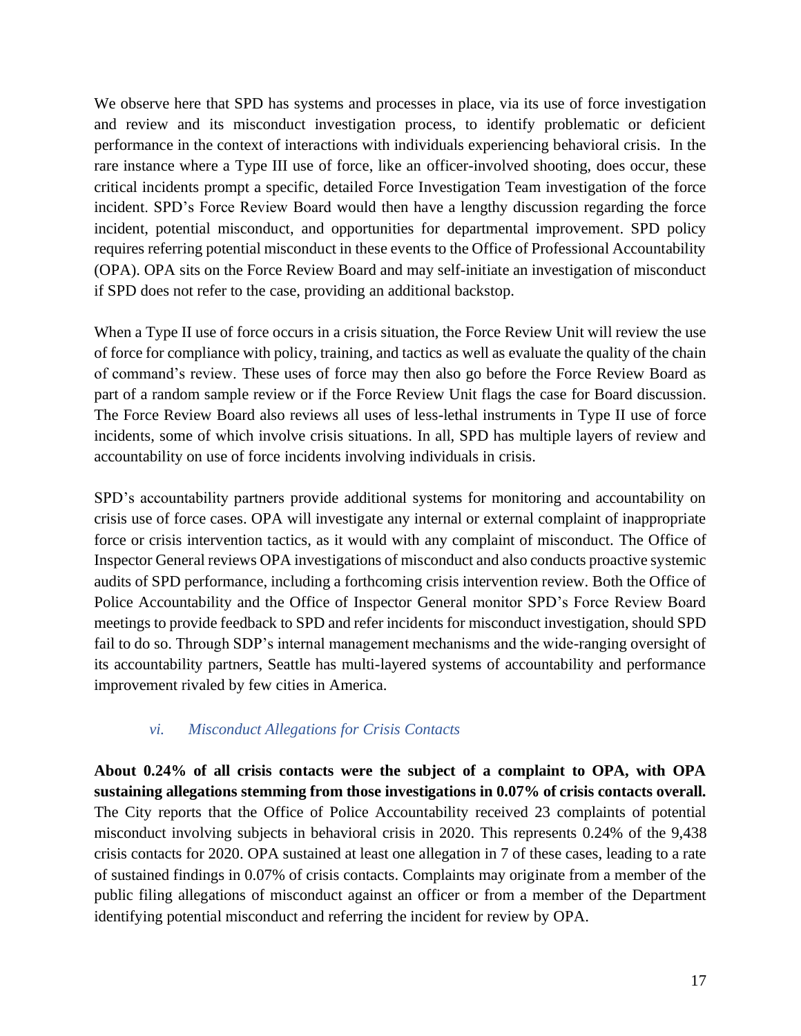We observe here that SPD has systems and processes in place, via its use of force investigation and review and its misconduct investigation process, to identify problematic or deficient performance in the context of interactions with individuals experiencing behavioral crisis. In the rare instance where a Type III use of force, like an officer-involved shooting, does occur, these critical incidents prompt a specific, detailed Force Investigation Team investigation of the force incident. SPD's Force Review Board would then have a lengthy discussion regarding the force incident, potential misconduct, and opportunities for departmental improvement. SPD policy requires referring potential misconduct in these events to the Office of Professional Accountability (OPA). OPA sits on the Force Review Board and may self-initiate an investigation of misconduct if SPD does not refer to the case, providing an additional backstop.

When a Type II use of force occurs in a crisis situation, the Force Review Unit will review the use of force for compliance with policy, training, and tactics as well as evaluate the quality of the chain of command's review. These uses of force may then also go before the Force Review Board as part of a random sample review or if the Force Review Unit flags the case for Board discussion. The Force Review Board also reviews all uses of less-lethal instruments in Type II use of force incidents, some of which involve crisis situations. In all, SPD has multiple layers of review and accountability on use of force incidents involving individuals in crisis.

SPD's accountability partners provide additional systems for monitoring and accountability on crisis use of force cases. OPA will investigate any internal or external complaint of inappropriate force or crisis intervention tactics, as it would with any complaint of misconduct. The Office of Inspector General reviews OPA investigations of misconduct and also conducts proactive systemic audits of SPD performance, including a forthcoming crisis intervention review. Both the Office of Police Accountability and the Office of Inspector General monitor SPD's Force Review Board meetings to provide feedback to SPD and refer incidents for misconduct investigation, should SPD fail to do so. Through SDP's internal management mechanisms and the wide-ranging oversight of its accountability partners, Seattle has multi-layered systems of accountability and performance improvement rivaled by few cities in America.

### *vi. Misconduct Allegations for Crisis Contacts*

**About 0.24% of all crisis contacts were the subject of a complaint to OPA, with OPA sustaining allegations stemming from those investigations in 0.07% of crisis contacts overall.** The City reports that the Office of Police Accountability received 23 complaints of potential misconduct involving subjects in behavioral crisis in 2020. This represents 0.24% of the 9,438 crisis contacts for 2020. OPA sustained at least one allegation in 7 of these cases, leading to a rate of sustained findings in 0.07% of crisis contacts. Complaints may originate from a member of the public filing allegations of misconduct against an officer or from a member of the Department identifying potential misconduct and referring the incident for review by OPA.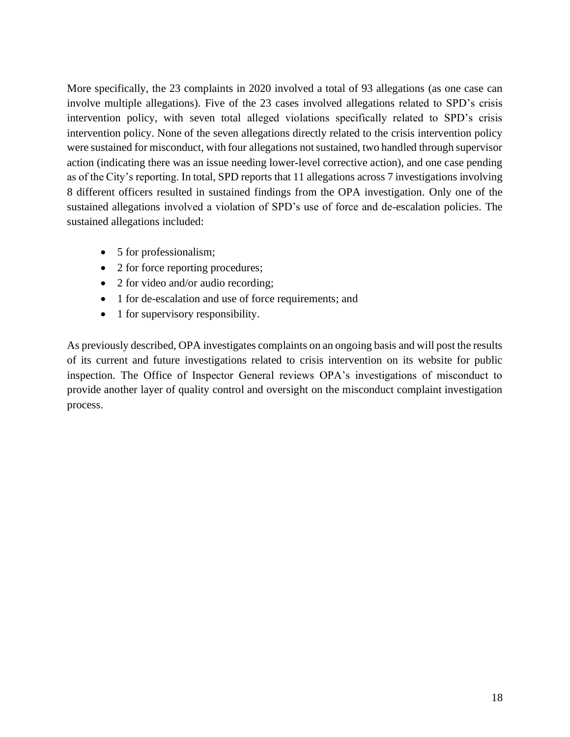More specifically, the 23 complaints in 2020 involved a total of 93 allegations (as one case can involve multiple allegations). Five of the 23 cases involved allegations related to SPD's crisis intervention policy, with seven total alleged violations specifically related to SPD's crisis intervention policy. None of the seven allegations directly related to the crisis intervention policy were sustained for misconduct, with four allegations not sustained, two handled through supervisor action (indicating there was an issue needing lower-level corrective action), and one case pending as of the City's reporting. In total, SPD reports that 11 allegations across 7 investigations involving 8 different officers resulted in sustained findings from the OPA investigation. Only one of the sustained allegations involved a violation of SPD's use of force and de-escalation policies. The sustained allegations included:

- 5 for professionalism;
- 2 for force reporting procedures;
- 2 for video and/or audio recording;
- 1 for de-escalation and use of force requirements; and
- 1 for supervisory responsibility.

As previously described, OPA investigates complaints on an ongoing basis and will post the results of its current and future investigations related to crisis intervention on its website for public inspection. The Office of Inspector General reviews OPA's investigations of misconduct to provide another layer of quality control and oversight on the misconduct complaint investigation process.